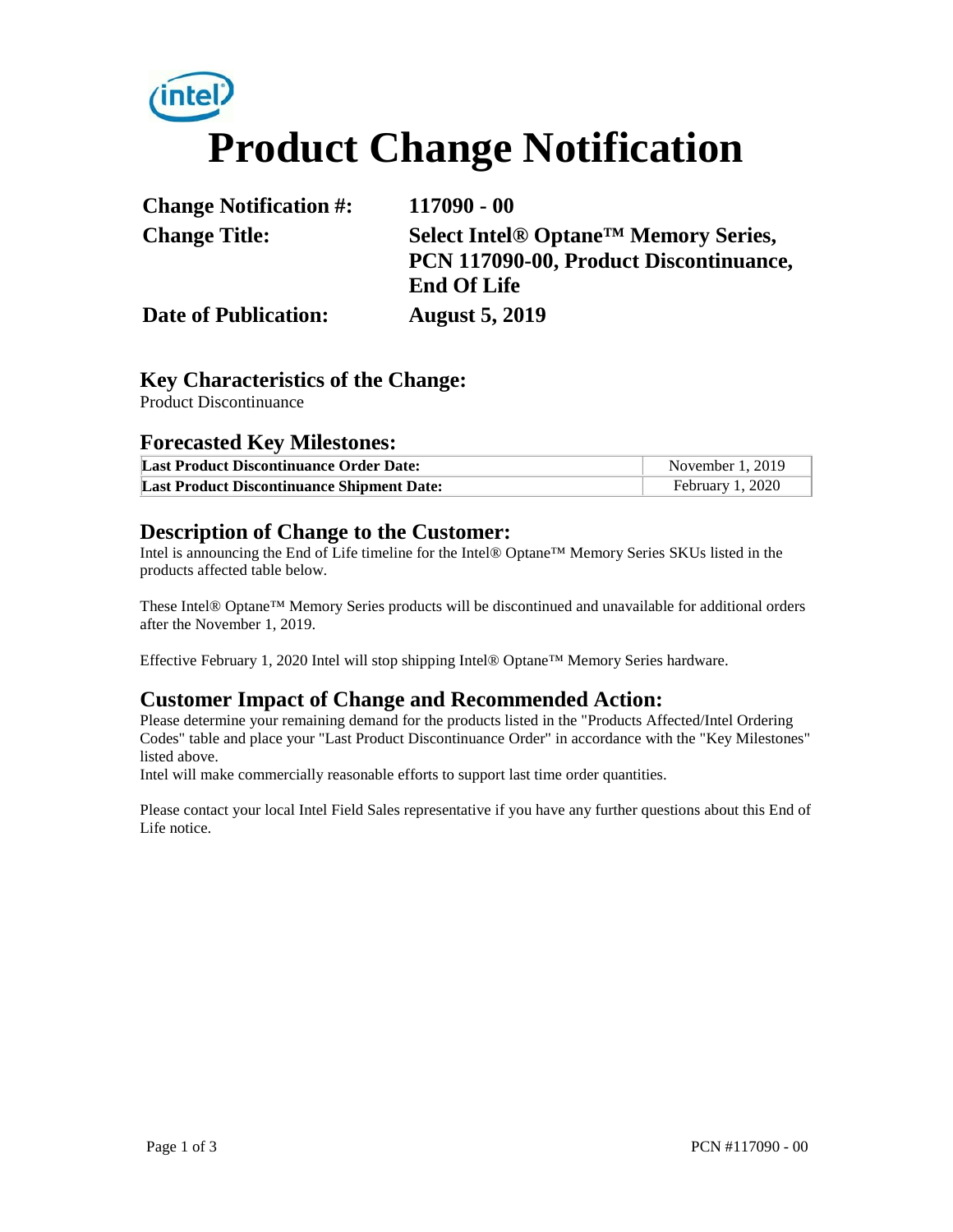# Product Change Notification

| | |
|---|---|
| **Change Notification #:** | **117090 - 00** |
| **Change Title:** | **Select Intel® Optane™ Memory Series, PCN 117090-00, Product Discontinuance, End Of Life** |
| **Date of Publication:** | **August 5, 2019** |

## Key Characteristics of the Change:

Product Discontinuance

## Forecasted Key Milestones:

| | |
|---|---|
| **Last Product Discontinuance Order Date:** | November 1, 2019 |
| **Last Product Discontinuance Shipment Date:** | February 1, 2020 |

## Description of Change to the Customer:

Intel is announcing the End of Life timeline for the Intel® Optane™ Memory Series SKUs listed in the products affected table below.

These Intel® Optane™ Memory Series products will be discontinued and unavailable for additional orders after the November 1, 2019.

Effective February 1, 2020 Intel will stop shipping Intel® Optane™ Memory Series hardware.

## Customer Impact of Change and Recommended Action:

Please determine your remaining demand for the products listed in the "Products Affected/Intel Ordering Codes" table and place your "Last Product Discontinuance Order" in accordance with the "Key Milestones" listed above.
Intel will make commercially reasonable efforts to support last time order quantities.

Please contact your local Intel Field Sales representative if you have any further questions about this End of Life notice.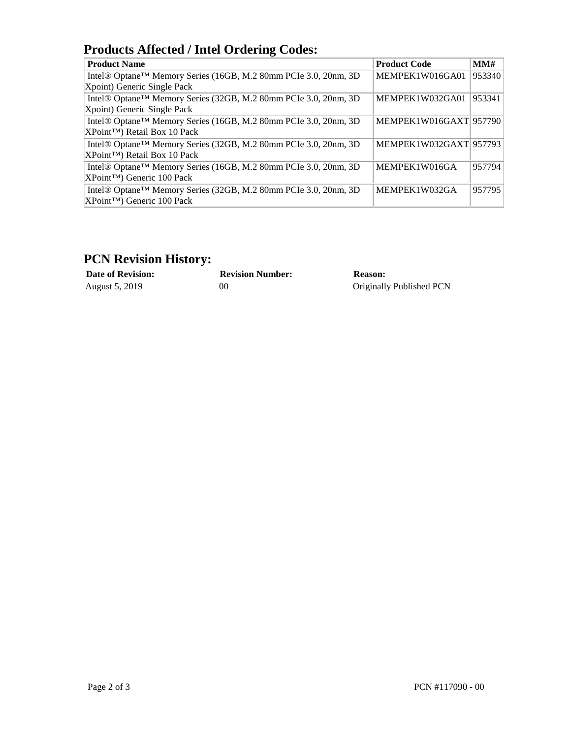## Products Affected / Intel Ordering Codes:

| Product Name | Product Code | MM# |
|---|---|---|
| Intel® Optane™ Memory Series (16GB, M.2 80mm PCIe 3.0, 20nm, 3D Xpoint) Generic Single Pack | MEMPEK1W016GA01 | 953340 |
| Intel® Optane™ Memory Series (32GB, M.2 80mm PCIe 3.0, 20nm, 3D Xpoint) Generic Single Pack | MEMPEK1W032GA01 | 953341 |
| Intel® Optane™ Memory Series (16GB, M.2 80mm PCIe 3.0, 20nm, 3D XPoint™) Retail Box 10 Pack | MEMPEK1W016GAXT | 957790 |
| Intel® Optane™ Memory Series (32GB, M.2 80mm PCIe 3.0, 20nm, 3D XPoint™) Retail Box 10 Pack | MEMPEK1W032GAXT | 957793 |
| Intel® Optane™ Memory Series (16GB, M.2 80mm PCIe 3.0, 20nm, 3D XPoint™) Generic 100 Pack | MEMPEK1W016GA | 957794 |
| Intel® Optane™ Memory Series (32GB, M.2 80mm PCIe 3.0, 20nm, 3D XPoint™) Generic 100 Pack | MEMPEK1W032GA | 957795 |

## PCN Revision History:

| Date of Revision: | Revision Number: | Reason: |
|---|---|---|
| August 5, 2019 | 00 | Originally Published PCN |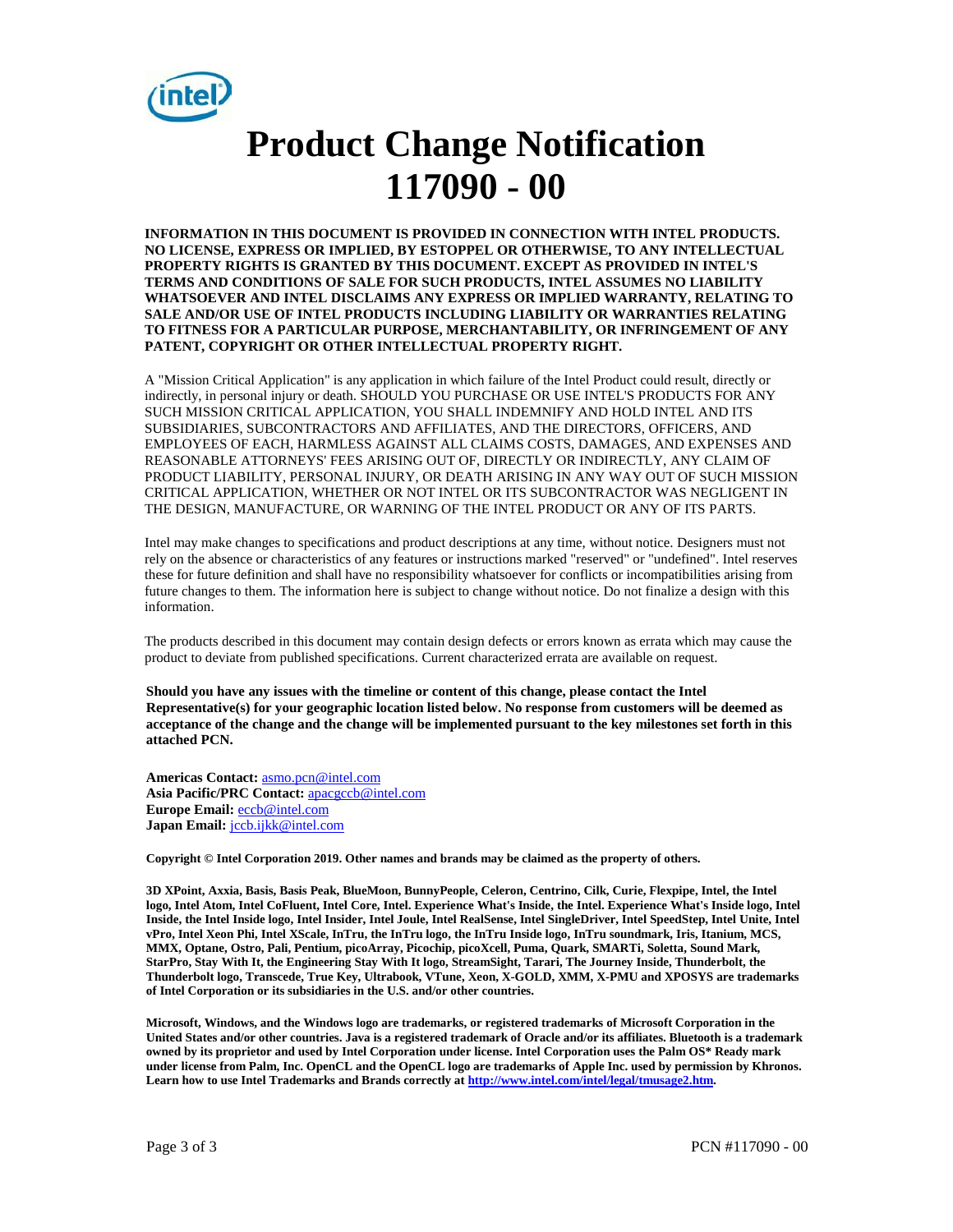# Product Change Notification 117090 - 00

**INFORMATION IN THIS DOCUMENT IS PROVIDED IN CONNECTION WITH INTEL PRODUCTS. NO LICENSE, EXPRESS OR IMPLIED, BY ESTOPPEL OR OTHERWISE, TO ANY INTELLECTUAL PROPERTY RIGHTS IS GRANTED BY THIS DOCUMENT. EXCEPT AS PROVIDED IN INTEL'S TERMS AND CONDITIONS OF SALE FOR SUCH PRODUCTS, INTEL ASSUMES NO LIABILITY WHATSOEVER AND INTEL DISCLAIMS ANY EXPRESS OR IMPLIED WARRANTY, RELATING TO SALE AND/OR USE OF INTEL PRODUCTS INCLUDING LIABILITY OR WARRANTIES RELATING TO FITNESS FOR A PARTICULAR PURPOSE, MERCHANTABILITY, OR INFRINGEMENT OF ANY PATENT, COPYRIGHT OR OTHER INTELLECTUAL PROPERTY RIGHT.**

A "Mission Critical Application" is any application in which failure of the Intel Product could result, directly or indirectly, in personal injury or death. SHOULD YOU PURCHASE OR USE INTEL'S PRODUCTS FOR ANY SUCH MISSION CRITICAL APPLICATION, YOU SHALL INDEMNIFY AND HOLD INTEL AND ITS SUBSIDIARIES, SUBCONTRACTORS AND AFFILIATES, AND THE DIRECTORS, OFFICERS, AND EMPLOYEES OF EACH, HARMLESS AGAINST ALL CLAIMS COSTS, DAMAGES, AND EXPENSES AND REASONABLE ATTORNEYS' FEES ARISING OUT OF, DIRECTLY OR INDIRECTLY, ANY CLAIM OF PRODUCT LIABILITY, PERSONAL INJURY, OR DEATH ARISING IN ANY WAY OUT OF SUCH MISSION CRITICAL APPLICATION, WHETHER OR NOT INTEL OR ITS SUBCONTRACTOR WAS NEGLIGENT IN THE DESIGN, MANUFACTURE, OR WARNING OF THE INTEL PRODUCT OR ANY OF ITS PARTS.

Intel may make changes to specifications and product descriptions at any time, without notice. Designers must not rely on the absence or characteristics of any features or instructions marked "reserved" or "undefined". Intel reserves these for future definition and shall have no responsibility whatsoever for conflicts or incompatibilities arising from future changes to them. The information here is subject to change without notice. Do not finalize a design with this information.

The products described in this document may contain design defects or errors known as errata which may cause the product to deviate from published specifications. Current characterized errata are available on request.

**Should you have any issues with the timeline or content of this change, please contact the Intel Representative(s) for your geographic location listed below. No response from customers will be deemed as acceptance of the change and the change will be implemented pursuant to the key milestones set forth in this attached PCN.**

**Americas Contact:** asmo.pcn@intel.com
**Asia Pacific/PRC Contact:** apacgccb@intel.com
**Europe Email:** eccb@intel.com
**Japan Email:** jccb.ijkk@intel.com

**Copyright © Intel Corporation 2019. Other names and brands may be claimed as the property of others.**

**3D XPoint, Axxia, Basis, Basis Peak, BlueMoon, BunnyPeople, Celeron, Centrino, Cilk, Curie, Flexpipe, Intel, the Intel logo, Intel Atom, Intel CoFluent, Intel Core, Intel. Experience What's Inside, the Intel. Experience What's Inside logo, Intel Inside, the Intel Inside logo, Intel Insider, Intel Joule, Intel RealSense, Intel SingleDriver, Intel SpeedStep, Intel Unite, Intel vPro, Intel Xeon Phi, Intel XScale, InTru, the InTru logo, the InTru Inside logo, InTru soundmark, Iris, Itanium, MCS, MMX, Optane, Ostro, Pali, Pentium, picoArray, Picochip, picoXcell, Puma, Quark, SMARTi, Soletta, Sound Mark, StarPro, Stay With It, the Engineering Stay With It logo, StreamSight, Tarari, The Journey Inside, Thunderbolt, the Thunderbolt logo, Transcede, True Key, Ultrabook, VTune, Xeon, X-GOLD, XMM, X-PMU and XPOSYS are trademarks of Intel Corporation or its subsidiaries in the U.S. and/or other countries.**

**Microsoft, Windows, and the Windows logo are trademarks, or registered trademarks of Microsoft Corporation in the United States and/or other countries. Java is a registered trademark of Oracle and/or its affiliates. Bluetooth is a trademark owned by its proprietor and used by Intel Corporation under license. Intel Corporation uses the Palm OS* Ready mark under license from Palm, Inc. OpenCL and the OpenCL logo are trademarks of Apple Inc. used by permission by Khronos. Learn how to use Intel Trademarks and Brands correctly at http://www.intel.com/intel/legal/tmusage2.htm.**